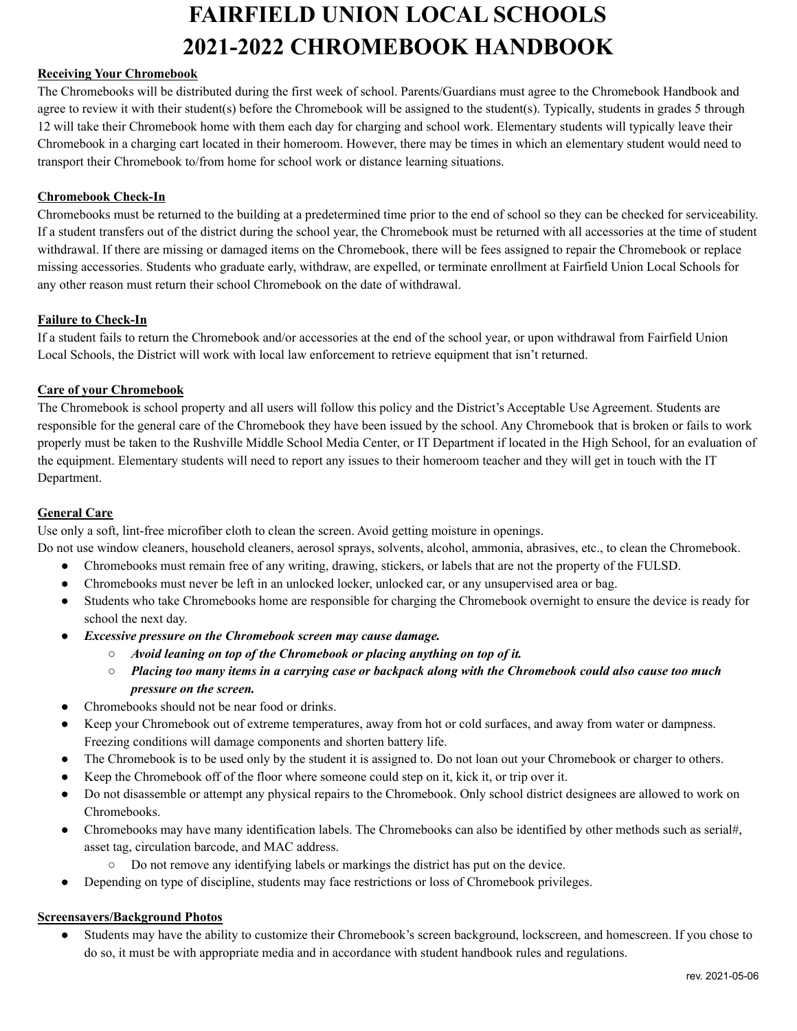# FAIRFIELD UNION LOCAL SCHOOLS
# 2021-2022 CHROMEBOOK HANDBOOK

**Receiving Your Chromebook**

The Chromebooks will be distributed during the first week of school. Parents/Guardians must agree to the Chromebook Handbook and agree to review it with their student(s) before the Chromebook will be assigned to the student(s). Typically, students in grades 5 through 12 will take their Chromebook home with them each day for charging and school work. Elementary students will typically leave their Chromebook in a charging cart located in their homeroom. However, there may be times in which an elementary student would need to transport their Chromebook to/from home for school work or distance learning situations.

**Chromebook Check-In**

Chromebooks must be returned to the building at a predetermined time prior to the end of school so they can be checked for serviceability. If a student transfers out of the district during the school year, the Chromebook must be returned with all accessories at the time of student withdrawal. If there are missing or damaged items on the Chromebook, there will be fees assigned to repair the Chromebook or replace missing accessories. Students who graduate early, withdraw, are expelled, or terminate enrollment at Fairfield Union Local Schools for any other reason must return their school Chromebook on the date of withdrawal.

**Failure to Check-In**

If a student fails to return the Chromebook and/or accessories at the end of the school year, or upon withdrawal from Fairfield Union Local Schools, the District will work with local law enforcement to retrieve equipment that isn't returned.

**Care of your Chromebook**

The Chromebook is school property and all users will follow this policy and the District's Acceptable Use Agreement. Students are responsible for the general care of the Chromebook they have been issued by the school. Any Chromebook that is broken or fails to work properly must be taken to the Rushville Middle School Media Center, or IT Department if located in the High School, for an evaluation of the equipment. Elementary students will need to report any issues to their homeroom teacher and they will get in touch with the IT Department.

**General Care**

Use only a soft, lint-free microfiber cloth to clean the screen. Avoid getting moisture in openings.
Do not use window cleaners, household cleaners, aerosol sprays, solvents, alcohol, ammonia, abrasives, etc., to clean the Chromebook.

- Chromebooks must remain free of any writing, drawing, stickers, or labels that are not the property of the FULSD.
- Chromebooks must never be left in an unlocked locker, unlocked car, or any unsupervised area or bag.
- Students who take Chromebooks home are responsible for charging the Chromebook overnight to ensure the device is ready for school the next day.
- ***Excessive pressure on the Chromebook screen may cause damage.***
  - ***Avoid leaning on top of the Chromebook or placing anything on top of it.***
  - ***Placing too many items in a carrying case or backpack along with the Chromebook could also cause too much pressure on the screen.***
- Chromebooks should not be near food or drinks.
- Keep your Chromebook out of extreme temperatures, away from hot or cold surfaces, and away from water or dampness. Freezing conditions will damage components and shorten battery life.
- The Chromebook is to be used only by the student it is assigned to. Do not loan out your Chromebook or charger to others.
- Keep the Chromebook off of the floor where someone could step on it, kick it, or trip over it.
- Do not disassemble or attempt any physical repairs to the Chromebook. Only school district designees are allowed to work on Chromebooks.
- Chromebooks may have many identification labels. The Chromebooks can also be identified by other methods such as serial#, asset tag, circulation barcode, and MAC address.
  - Do not remove any identifying labels or markings the district has put on the device.
- Depending on type of discipline, students may face restrictions or loss of Chromebook privileges.

**Screensavers/Background Photos**

- Students may have the ability to customize their Chromebook's screen background, lockscreen, and homescreen. If you chose to do so, it must be with appropriate media and in accordance with student handbook rules and regulations.

rev. 2021-05-06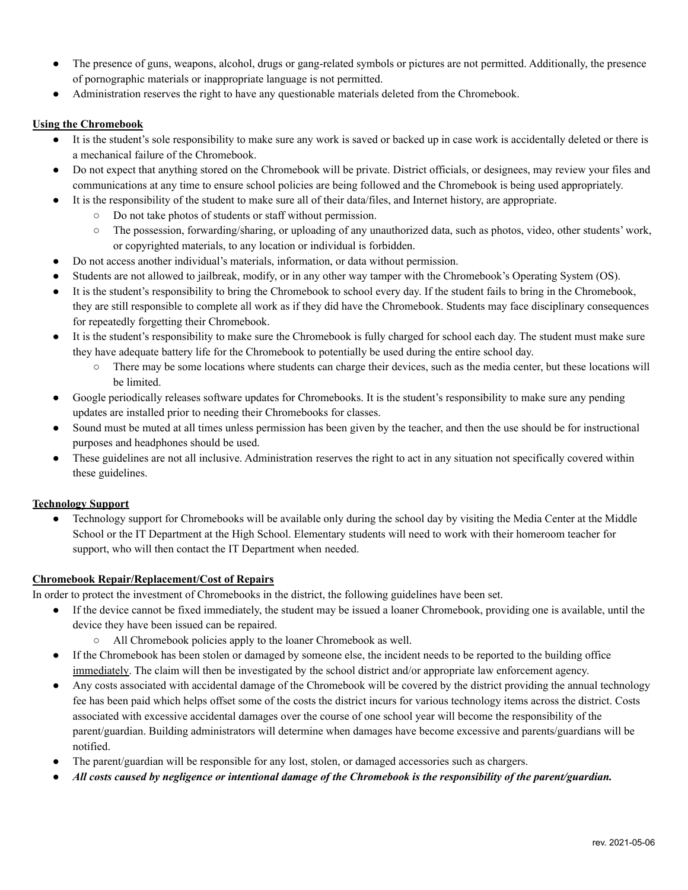- The presence of guns, weapons, alcohol, drugs or gang-related symbols or pictures are not permitted. Additionally, the presence of pornographic materials or inappropriate language is not permitted.
- Administration reserves the right to have any questionable materials deleted from the Chromebook.

**Using the Chromebook**

- It is the student's sole responsibility to make sure any work is saved or backed up in case work is accidentally deleted or there is a mechanical failure of the Chromebook.
- Do not expect that anything stored on the Chromebook will be private. District officials, or designees, may review your files and communications at any time to ensure school policies are being followed and the Chromebook is being used appropriately.
- It is the responsibility of the student to make sure all of their data/files, and Internet history, are appropriate.
  - Do not take photos of students or staff without permission.
  - The possession, forwarding/sharing, or uploading of any unauthorized data, such as photos, video, other students' work, or copyrighted materials, to any location or individual is forbidden.
- Do not access another individual's materials, information, or data without permission.
- Students are not allowed to jailbreak, modify, or in any other way tamper with the Chromebook's Operating System (OS).
- It is the student's responsibility to bring the Chromebook to school every day. If the student fails to bring in the Chromebook, they are still responsible to complete all work as if they did have the Chromebook. Students may face disciplinary consequences for repeatedly forgetting their Chromebook.
- It is the student's responsibility to make sure the Chromebook is fully charged for school each day. The student must make sure they have adequate battery life for the Chromebook to potentially be used during the entire school day.
  - There may be some locations where students can charge their devices, such as the media center, but these locations will be limited.
- Google periodically releases software updates for Chromebooks. It is the student's responsibility to make sure any pending updates are installed prior to needing their Chromebooks for classes.
- Sound must be muted at all times unless permission has been given by the teacher, and then the use should be for instructional purposes and headphones should be used.
- These guidelines are not all inclusive. Administration reserves the right to act in any situation not specifically covered within these guidelines.

**Technology Support**

- Technology support for Chromebooks will be available only during the school day by visiting the Media Center at the Middle School or the IT Department at the High School. Elementary students will need to work with their homeroom teacher for support, who will then contact the IT Department when needed.

**Chromebook Repair/Replacement/Cost of Repairs**

In order to protect the investment of Chromebooks in the district, the following guidelines have been set.

- If the device cannot be fixed immediately, the student may be issued a loaner Chromebook, providing one is available, until the device they have been issued can be repaired.
  - All Chromebook policies apply to the loaner Chromebook as well.
- If the Chromebook has been stolen or damaged by someone else, the incident needs to be reported to the building office immediately. The claim will then be investigated by the school district and/or appropriate law enforcement agency.
- Any costs associated with accidental damage of the Chromebook will be covered by the district providing the annual technology fee has been paid which helps offset some of the costs the district incurs for various technology items across the district. Costs associated with excessive accidental damages over the course of one school year will become the responsibility of the parent/guardian. Building administrators will determine when damages have become excessive and parents/guardians will be notified.
- The parent/guardian will be responsible for any lost, stolen, or damaged accessories such as chargers.
- ***All costs caused by negligence or intentional damage of the Chromebook is the responsibility of the parent/guardian.***

rev. 2021-05-06